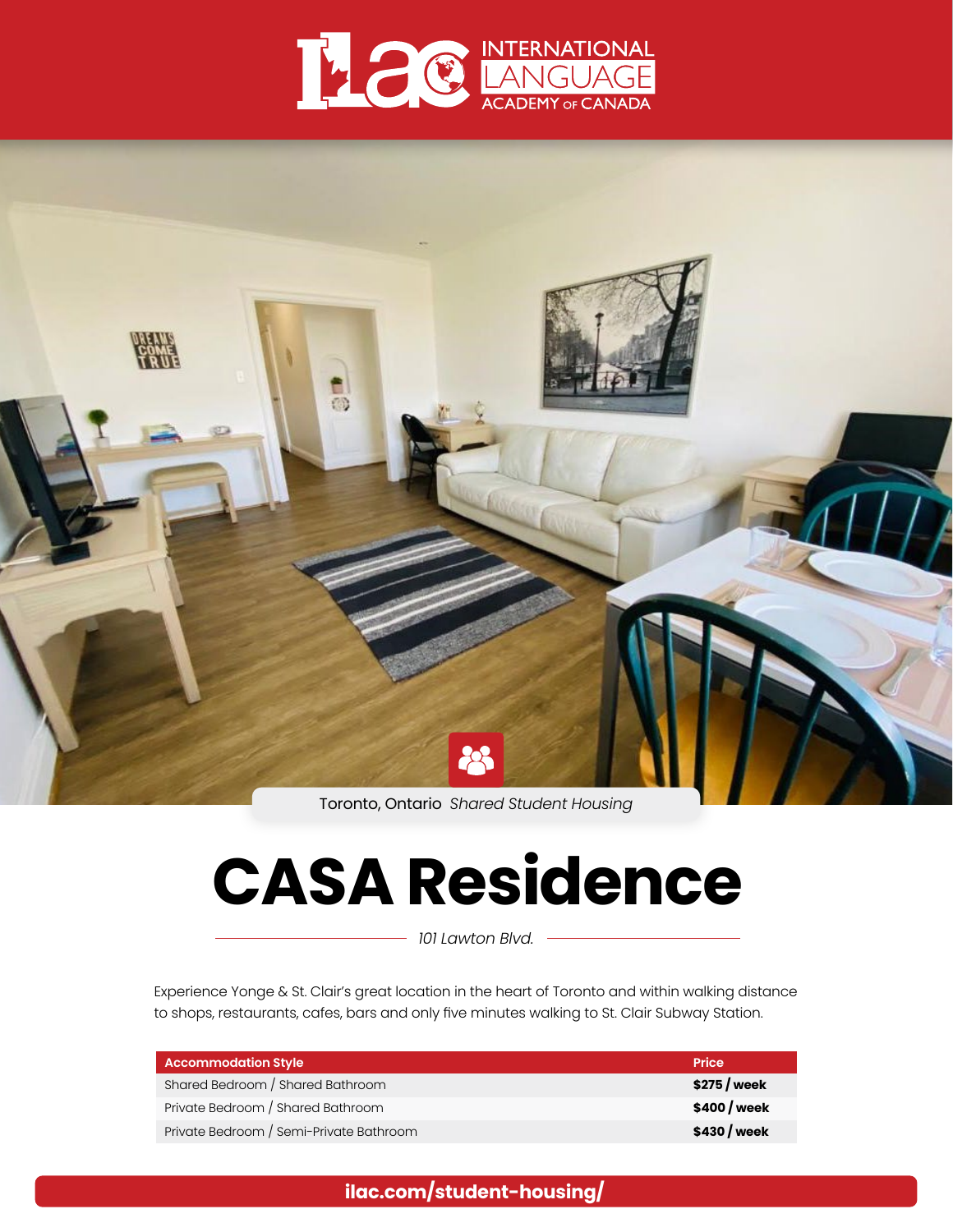ILAC INTERNATIONAL LANGUAGE ACADEMY OF CANADA

Toronto, Ontario *Shared Student Housing*

# CASA Residence

*101 Lawton Blvd.*

Experience Yonge & St. Clair's great location in the heart of Toronto and within walking distance to shops, restaurants, cafes, bars and only five minutes walking to St. Clair Subway Station.

| Accommodation Style | Price |
|---|---|
| Shared Bedroom / Shared Bathroom | **$275 / week** |
| Private Bedroom / Shared Bathroom | **$400 / week** |
| Private Bedroom / Semi-Private Bathroom | **$430 / week** |

**ilac.com/student-housing/**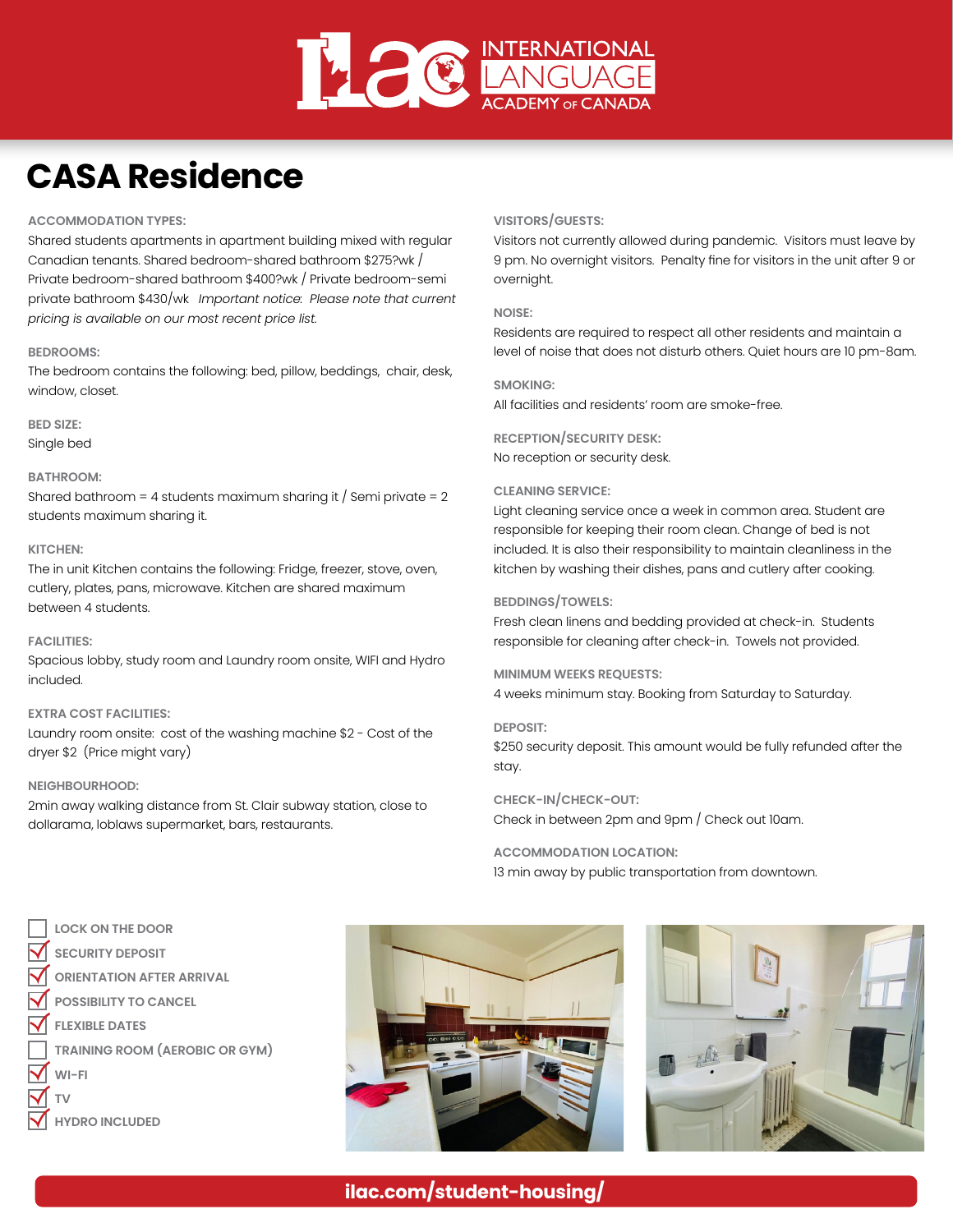# CASA Residence

**ACCOMMODATION TYPES:**

Shared students apartments in apartment building mixed with regular Canadian tenants. Shared bedroom-shared bathroom $275?wk / Private bedroom-shared bathroom $400?wk / Private bedroom-semi private bathroom $430/wk *Important notice: Please note that current pricing is available on our most recent price list.*

**BEDROOMS:**

The bedroom contains the following: bed, pillow, beddings, chair, desk, window, closet.

**BED SIZE:**

Single bed

**BATHROOM:**

Shared bathroom = 4 students maximum sharing it / Semi private = 2 students maximum sharing it.

**KITCHEN:**

The in unit Kitchen contains the following: Fridge, freezer, stove, oven, cutlery, plates, pans, microwave. Kitchen are shared maximum between 4 students.

**FACILITIES:**

Spacious lobby, study room and Laundry room onsite, WIFI and Hydro included.

**EXTRA COST FACILITIES:**

Laundry room onsite: cost of the washing machine $2 - Cost of the dryer $2 (Price might vary)

**NEIGHBOURHOOD:**

2min away walking distance from St. Clair subway station, close to dollarama, loblaws supermarket, bars, restaurants.

**VISITORS/GUESTS:**

Visitors not currently allowed during pandemic. Visitors must leave by 9 pm. No overnight visitors. Penalty fine for visitors in the unit after 9 or overnight.

**NOISE:**

Residents are required to respect all other residents and maintain a level of noise that does not disturb others. Quiet hours are 10 pm-8am.

**SMOKING:**

All facilities and residents' room are smoke-free.

**RECEPTION/SECURITY DESK:**

No reception or security desk.

**CLEANING SERVICE:**

Light cleaning service once a week in common area. Student are responsible for keeping their room clean. Change of bed is not included. It is also their responsibility to maintain cleanliness in the kitchen by washing their dishes, pans and cutlery after cooking.

**BEDDINGS/TOWELS:**

Fresh clean linens and bedding provided at check-in. Students responsible for cleaning after check-in. Towels not provided.

**MINIMUM WEEKS REQUESTS:**

4 weeks minimum stay. Booking from Saturday to Saturday.

**DEPOSIT:**

$250 security deposit. This amount would be fully refunded after the stay.

**CHECK-IN/CHECK-OUT:**

Check in between 2pm and 9pm / Check out 10am.

**ACCOMMODATION LOCATION:**

13 min away by public transportation from downtown.

- [ ] LOCK ON THE DOOR
- [x] SECURITY DEPOSIT
- [x] ORIENTATION AFTER ARRIVAL
- [x] POSSIBILITY TO CANCEL
- [x] FLEXIBLE DATES
- [ ] TRAINING ROOM (AEROBIC OR GYM)
- [x] WI-FI
- [x] TV
- [x] HYDRO INCLUDED

**ilac.com/student-housing/**